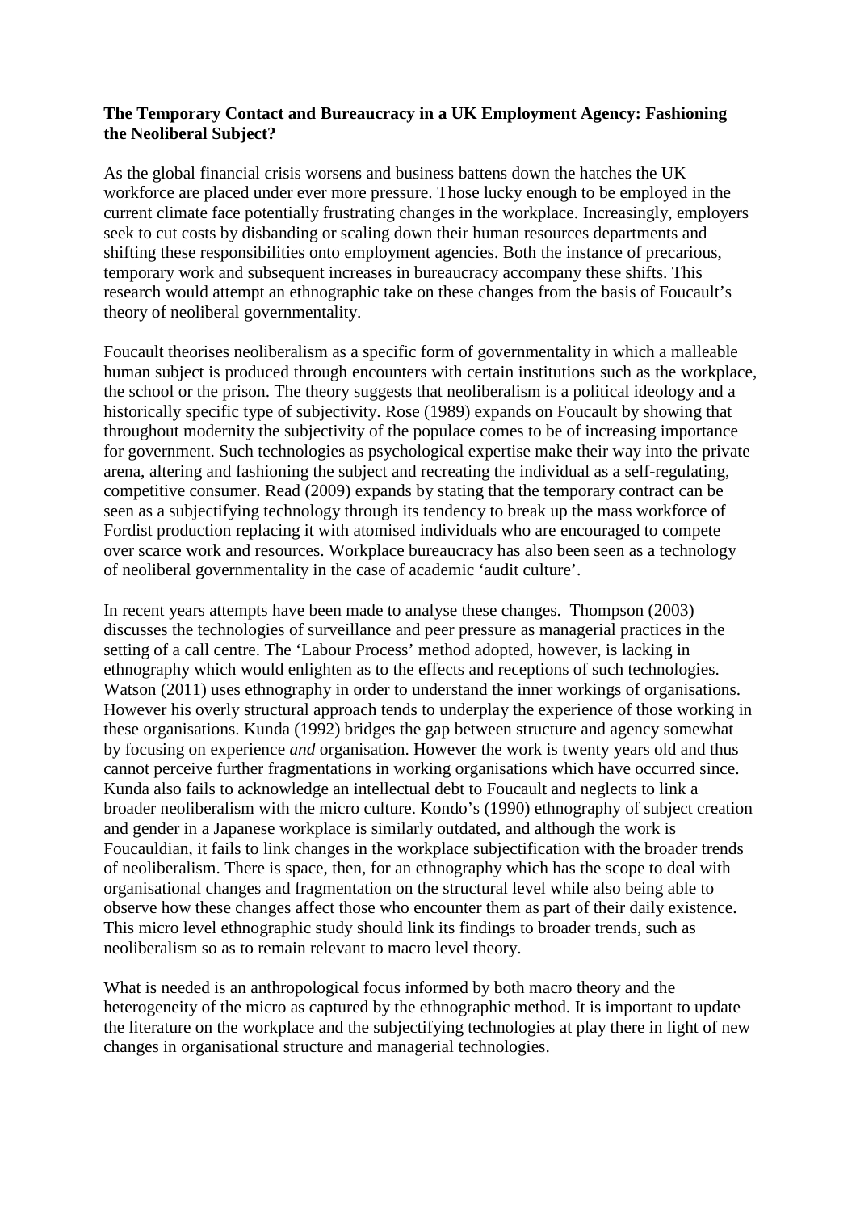**The Temporary Contact and Bureaucracy in a UK Employment Agency: Fashioning the Neoliberal Subject?**

As the global financial crisis worsens and business battens down the hatches the UK workforce are placed under ever more pressure. Those lucky enough to be employed in the current climate face potentially frustrating changes in the workplace. Increasingly, employers seek to cut costs by disbanding or scaling down their human resources departments and shifting these responsibilities onto employment agencies. Both the instance of precarious, temporary work and subsequent increases in bureaucracy accompany these shifts. This research would attempt an ethnographic take on these changes from the basis of Foucault's theory of neoliberal governmentality.

Foucault theorises neoliberalism as a specific form of governmentality in which a malleable human subject is produced through encounters with certain institutions such as the workplace, the school or the prison. The theory suggests that neoliberalism is a political ideology and a historically specific type of subjectivity. Rose (1989) expands on Foucault by showing that throughout modernity the subjectivity of the populace comes to be of increasing importance for government. Such technologies as psychological expertise make their way into the private arena, altering and fashioning the subject and recreating the individual as a self-regulating, competitive consumer. Read (2009) expands by stating that the temporary contract can be seen as a subjectifying technology through its tendency to break up the mass workforce of Fordist production replacing it with atomised individuals who are encouraged to compete over scarce work and resources. Workplace bureaucracy has also been seen as a technology of neoliberal governmentality in the case of academic 'audit culture'.

In recent years attempts have been made to analyse these changes. Thompson (2003) discusses the technologies of surveillance and peer pressure as managerial practices in the setting of a call centre. The 'Labour Process' method adopted, however, is lacking in ethnography which would enlighten as to the effects and receptions of such technologies. Watson (2011) uses ethnography in order to understand the inner workings of organisations. However his overly structural approach tends to underplay the experience of those working in these organisations. Kunda (1992) bridges the gap between structure and agency somewhat by focusing on experience *and* organisation. However the work is twenty years old and thus cannot perceive further fragmentations in working organisations which have occurred since. Kunda also fails to acknowledge an intellectual debt to Foucault and neglects to link a broader neoliberalism with the micro culture. Kondo's (1990) ethnography of subject creation and gender in a Japanese workplace is similarly outdated, and although the work is Foucauldian, it fails to link changes in the workplace subjectification with the broader trends of neoliberalism. There is space, then, for an ethnography which has the scope to deal with organisational changes and fragmentation on the structural level while also being able to observe how these changes affect those who encounter them as part of their daily existence. This micro level ethnographic study should link its findings to broader trends, such as neoliberalism so as to remain relevant to macro level theory.

What is needed is an anthropological focus informed by both macro theory and the heterogeneity of the micro as captured by the ethnographic method. It is important to update the literature on the workplace and the subjectifying technologies at play there in light of new changes in organisational structure and managerial technologies.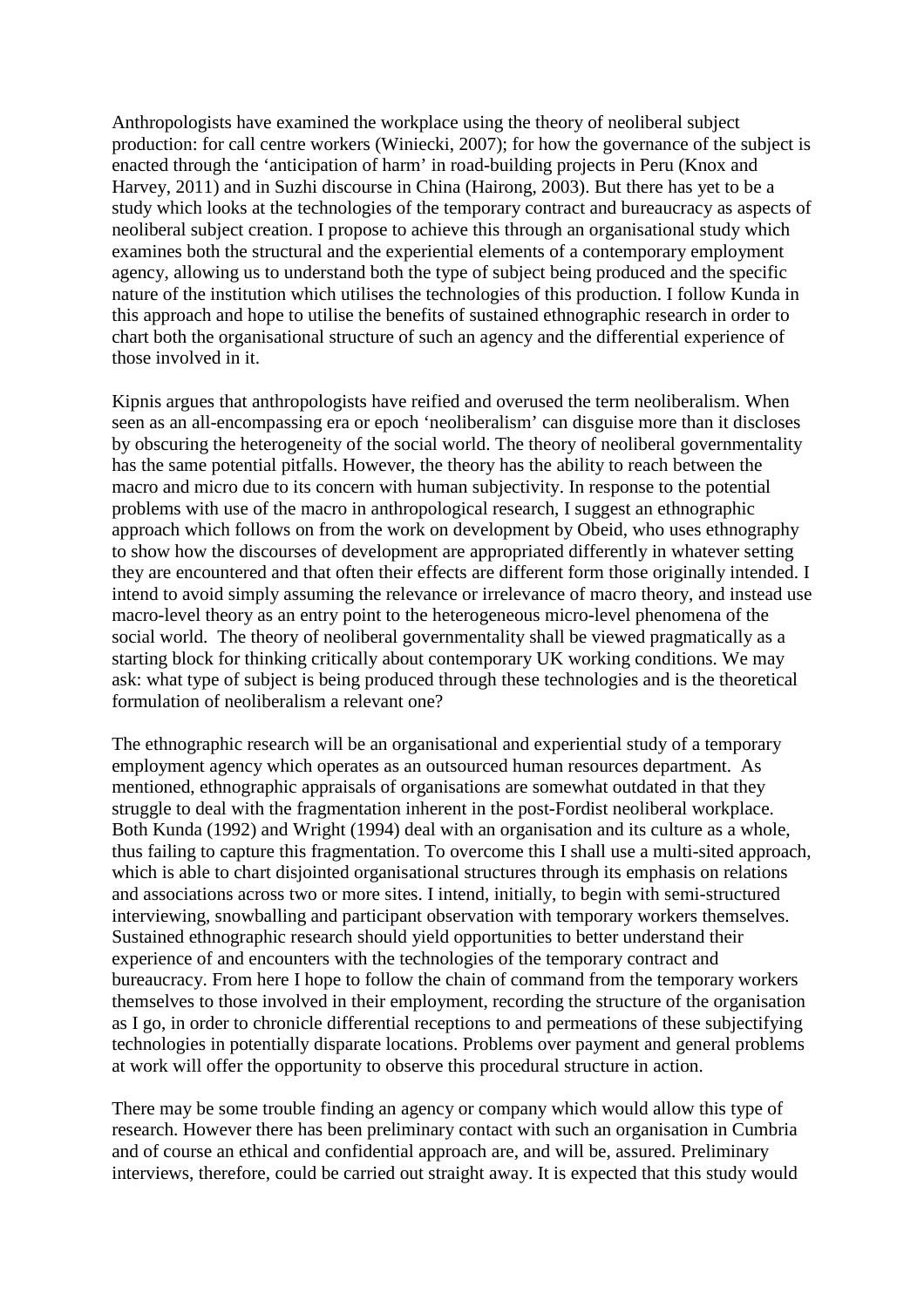Anthropologists have examined the workplace using the theory of neoliberal subject production: for call centre workers (Winiecki, 2007); for how the governance of the subject is enacted through the 'anticipation of harm' in road-building projects in Peru (Knox and Harvey, 2011) and in Suzhi discourse in China (Hairong, 2003). But there has yet to be a study which looks at the technologies of the temporary contract and bureaucracy as aspects of neoliberal subject creation. I propose to achieve this through an organisational study which examines both the structural and the experiential elements of a contemporary employment agency, allowing us to understand both the type of subject being produced and the specific nature of the institution which utilises the technologies of this production. I follow Kunda in this approach and hope to utilise the benefits of sustained ethnographic research in order to chart both the organisational structure of such an agency and the differential experience of those involved in it.

Kipnis argues that anthropologists have reified and overused the term neoliberalism. When seen as an all-encompassing era or epoch 'neoliberalism' can disguise more than it discloses by obscuring the heterogeneity of the social world. The theory of neoliberal governmentality has the same potential pitfalls. However, the theory has the ability to reach between the macro and micro due to its concern with human subjectivity. In response to the potential problems with use of the macro in anthropological research, I suggest an ethnographic approach which follows on from the work on development by Obeid, who uses ethnography to show how the discourses of development are appropriated differently in whatever setting they are encountered and that often their effects are different form those originally intended. I intend to avoid simply assuming the relevance or irrelevance of macro theory, and instead use macro-level theory as an entry point to the heterogeneous micro-level phenomena of the social world. The theory of neoliberal governmentality shall be viewed pragmatically as a starting block for thinking critically about contemporary UK working conditions. We may ask: what type of subject is being produced through these technologies and is the theoretical formulation of neoliberalism a relevant one?

The ethnographic research will be an organisational and experiential study of a temporary employment agency which operates as an outsourced human resources department. As mentioned, ethnographic appraisals of organisations are somewhat outdated in that they struggle to deal with the fragmentation inherent in the post-Fordist neoliberal workplace. Both Kunda (1992) and Wright (1994) deal with an organisation and its culture as a whole, thus failing to capture this fragmentation. To overcome this I shall use a multi-sited approach, which is able to chart disjointed organisational structures through its emphasis on relations and associations across two or more sites. I intend, initially, to begin with semi-structured interviewing, snowballing and participant observation with temporary workers themselves. Sustained ethnographic research should yield opportunities to better understand their experience of and encounters with the technologies of the temporary contract and bureaucracy. From here I hope to follow the chain of command from the temporary workers themselves to those involved in their employment, recording the structure of the organisation as I go, in order to chronicle differential receptions to and permeations of these subjectifying technologies in potentially disparate locations. Problems over payment and general problems at work will offer the opportunity to observe this procedural structure in action.

There may be some trouble finding an agency or company which would allow this type of research. However there has been preliminary contact with such an organisation in Cumbria and of course an ethical and confidential approach are, and will be, assured. Preliminary interviews, therefore, could be carried out straight away. It is expected that this study would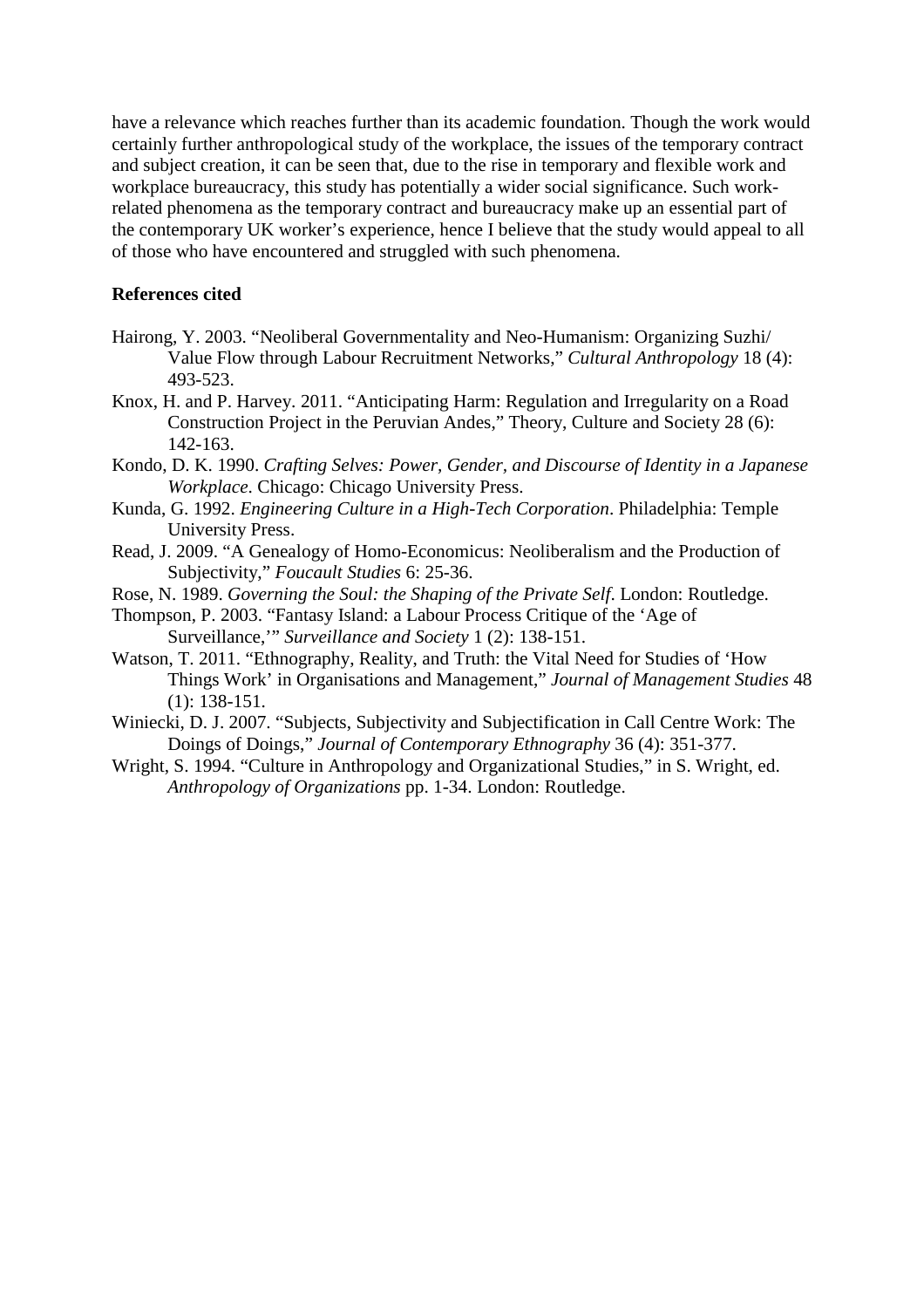have a relevance which reaches further than its academic foundation. Though the work would certainly further anthropological study of the workplace, the issues of the temporary contract and subject creation, it can be seen that, due to the rise in temporary and flexible work and workplace bureaucracy, this study has potentially a wider social significance. Such work-related phenomena as the temporary contract and bureaucracy make up an essential part of the contemporary UK worker's experience, hence I believe that the study would appeal to all of those who have encountered and struggled with such phenomena.

**References cited**

Hairong, Y. 2003. "Neoliberal Governmentality and Neo-Humanism: Organizing Suzhi/ Value Flow through Labour Recruitment Networks," *Cultural Anthropology* 18 (4): 493-523.

Knox, H. and P. Harvey. 2011. "Anticipating Harm: Regulation and Irregularity on a Road Construction Project in the Peruvian Andes," Theory, Culture and Society 28 (6): 142-163.

Kondo, D. K. 1990. *Crafting Selves: Power, Gender, and Discourse of Identity in a Japanese Workplace*. Chicago: Chicago University Press.

Kunda, G. 1992. *Engineering Culture in a High-Tech Corporation*. Philadelphia: Temple University Press.

Read, J. 2009. "A Genealogy of Homo-Economicus: Neoliberalism and the Production of Subjectivity," *Foucault Studies* 6: 25-36.

Rose, N. 1989. *Governing the Soul: the Shaping of the Private Self*. London: Routledge.

Thompson, P. 2003. "Fantasy Island: a Labour Process Critique of the 'Age of Surveillance,'" *Surveillance and Society* 1 (2): 138-151.

Watson, T. 2011. "Ethnography, Reality, and Truth: the Vital Need for Studies of 'How Things Work' in Organisations and Management," *Journal of Management Studies* 48 (1): 138-151.

Winiecki, D. J. 2007. "Subjects, Subjectivity and Subjectification in Call Centre Work: The Doings of Doings," *Journal of Contemporary Ethnography* 36 (4): 351-377.

Wright, S. 1994. "Culture in Anthropology and Organizational Studies," in S. Wright, ed. *Anthropology of Organizations* pp. 1-34. London: Routledge.